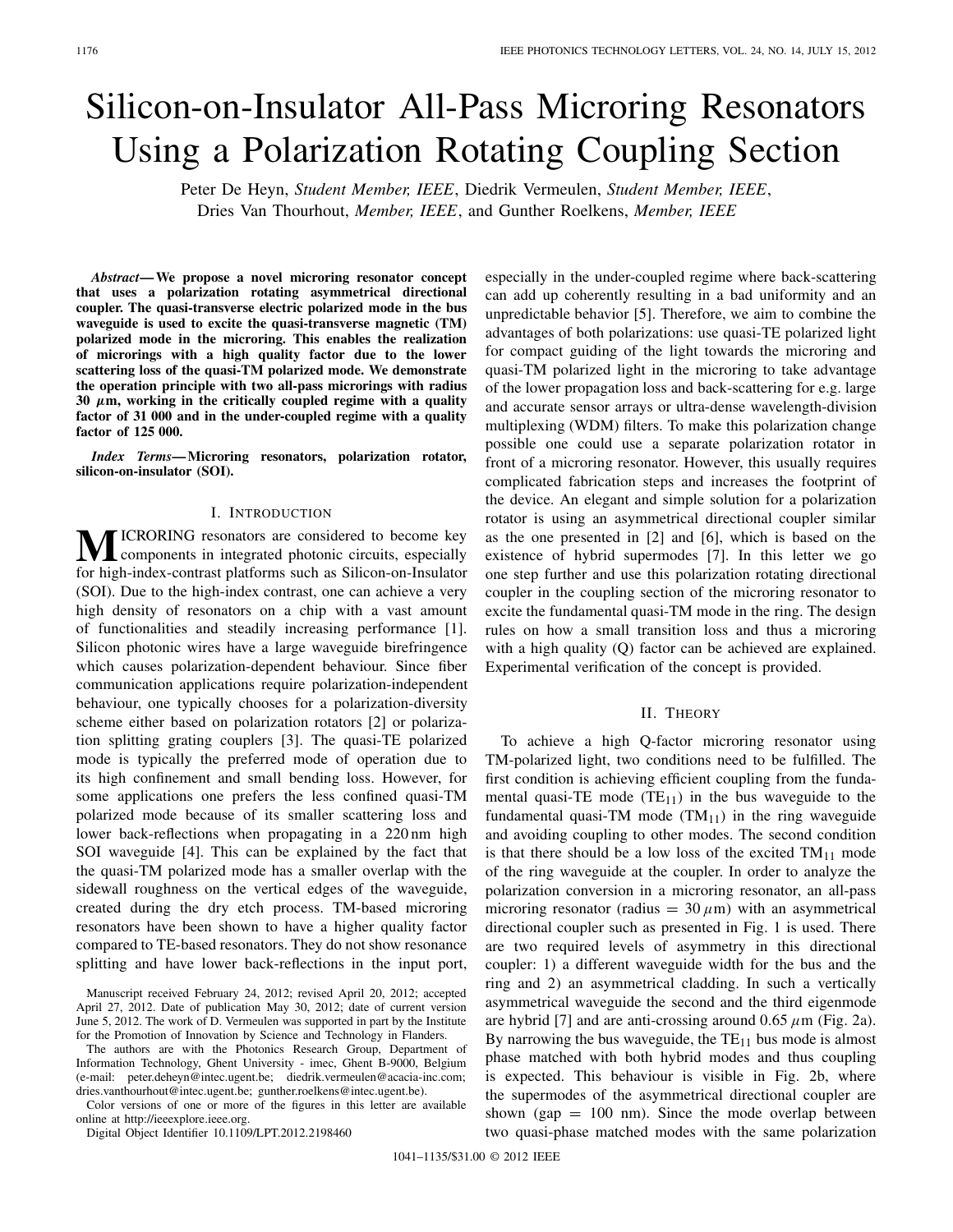# Silicon-on-Insulator All-Pass Microring Resonators Using a Polarization Rotating Coupling Section

Peter De Heyn, *Student Member, IEEE*, Diedrik Vermeulen, *Student Member, IEEE*, Dries Van Thourhout, *Member, IEEE*, and Gunther Roelkens, *Member, IEEE*

***Abstract*— We propose a novel microring resonator concept that uses a polarization rotating asymmetrical directional coupler. The quasi-transverse electric polarized mode in the bus waveguide is used to excite the quasi-transverse magnetic (TM) polarized mode in the microring. This enables the realization of microrings with a high quality factor due to the lower scattering loss of the quasi-TM polarized mode. We demonstrate the operation principle with two all-pass microrings with radius 30 $\mu$m, working in the critically coupled regime with a quality factor of 31 000 and in the under-coupled regime with a quality factor of 125 000.**

***Index Terms*— Microring resonators, polarization rotator, silicon-on-insulator (SOI).**

## I. Introduction

Microring resonators are considered to become key components in integrated photonic circuits, especially for high-index-contrast platforms such as Silicon-on-Insulator (SOI). Due to the high-index contrast, one can achieve a very high density of resonators on a chip with a vast amount of functionalities and steadily increasing performance [1]. Silicon photonic wires have a large waveguide birefringence which causes polarization-dependent behaviour. Since fiber communication applications require polarization-independent behaviour, one typically chooses for a polarization-diversity scheme either based on polarization rotators [2] or polarization splitting grating couplers [3]. The quasi-TE polarized mode is typically the preferred mode of operation due to its high confinement and small bending loss. However, for some applications one prefers the less confined quasi-TM polarized mode because of its smaller scattering loss and lower back-reflections when propagating in a 220 nm high SOI waveguide [4]. This can be explained by the fact that the quasi-TM polarized mode has a smaller overlap with the sidewall roughness on the vertical edges of the waveguide, created during the dry etch process. TM-based microring resonators have been shown to have a higher quality factor compared to TE-based resonators. They do not show resonance splitting and have lower back-reflections in the input port, especially in the under-coupled regime where back-scattering can add up coherently resulting in a bad uniformity and an unpredictable behavior [5]. Therefore, we aim to combine the advantages of both polarizations: use quasi-TE polarized light for compact guiding of the light towards the microring and quasi-TM polarized light in the microring to take advantage of the lower propagation loss and back-scattering for e.g. large and accurate sensor arrays or ultra-dense wavelength-division multiplexing (WDM) filters. To make this polarization change possible one could use a separate polarization rotator in front of a microring resonator. However, this usually requires complicated fabrication steps and increases the footprint of the device. An elegant and simple solution for a polarization rotator is using an asymmetrical directional coupler similar as the one presented in [2] and [6], which is based on the existence of hybrid supermodes [7]. In this letter we go one step further and use this polarization rotating directional coupler in the coupling section of the microring resonator to excite the fundamental quasi-TM mode in the ring. The design rules on how a small transition loss and thus a microring with a high quality (Q) factor can be achieved are explained. Experimental verification of the concept is provided.

Manuscript received February 24, 2012; revised April 20, 2012; accepted April 27, 2012. Date of publication May 30, 2012; date of current version June 5, 2012. The work of D. Vermeulen was supported in part by the Institute for the Promotion of Innovation by Science and Technology in Flanders.

The authors are with the Photonics Research Group, Department of Information Technology, Ghent University - imec, Ghent B-9000, Belgium (e-mail: peter.deheyn@intec.ugent.be; diedrik.vermeulen@acacia-inc.com; dries.vanthourhout@intec.ugent.be; gunther.roelkens@intec.ugent.be).

Color versions of one or more of the figures in this letter are available online at http://ieeexplore.ieee.org.

Digital Object Identifier 10.1109/LPT.2012.2198460

## II. Theory

To achieve a high Q-factor microring resonator using TM-polarized light, two conditions need to be fulfilled. The first condition is achieving efficient coupling from the fundamental quasi-TE mode ($TE_{11}$) in the bus waveguide to the fundamental quasi-TM mode ($TM_{11}$) in the ring waveguide and avoiding coupling to other modes. The second condition is that there should be a low loss of the excited $TM_{11}$ mode of the ring waveguide at the coupler. In order to analyze the polarization conversion in a microring resonator, an all-pass microring resonator (radius = 30 $\mu$m) with an asymmetrical directional coupler such as presented in Fig. 1 is used. There are two required levels of asymmetry in this directional coupler: 1) a different waveguide width for the bus and the ring and 2) an asymmetrical cladding. In such a vertically asymmetrical waveguide the second and the third eigenmode are hybrid [7] and are anti-crossing around 0.65 $\mu$m (Fig. 2a). By narrowing the bus waveguide, the $TE_{11}$ bus mode is almost phase matched with both hybrid modes and thus coupling is expected. This behaviour is visible in Fig. 2b, where the supermodes of the asymmetrical directional coupler are shown (gap = 100 nm). Since the mode overlap between two quasi-phase matched modes with the same polarization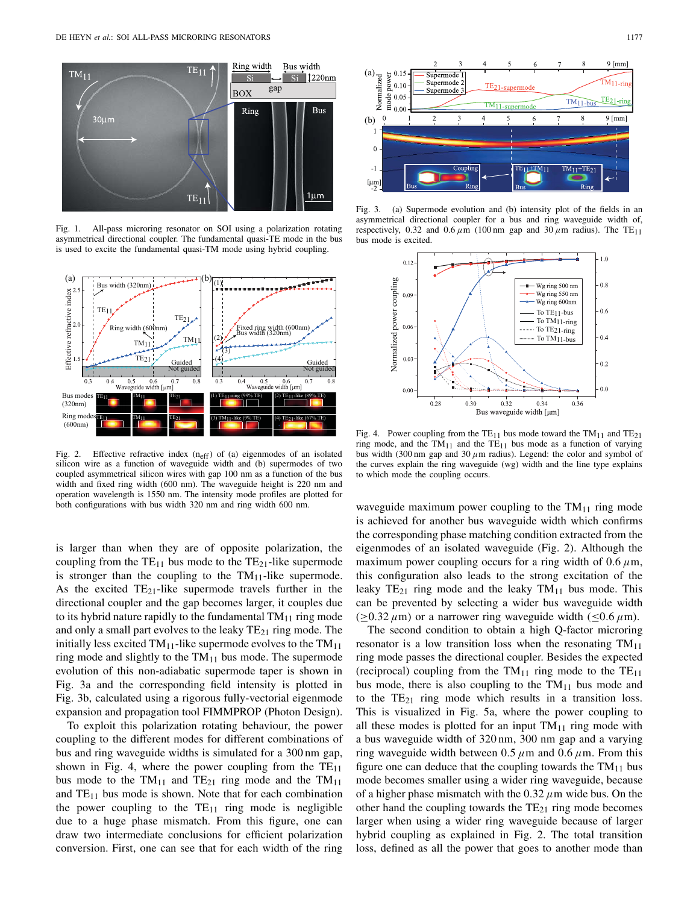Fig. 1. All-pass microring resonator on SOI using a polarization rotating asymmetrical directional coupler. The fundamental quasi-TE mode in the bus is used to excite the fundamental quasi-TM mode using hybrid coupling.

Fig. 2. Effective refractive index ($n_{eff}$) of (a) eigenmodes of an isolated silicon wire as a function of waveguide width and (b) supermodes of two coupled asymmetrical silicon wires with gap 100 nm as a function of the bus width and fixed ring width (600 nm). The waveguide height is 220 nm and operation wavelength is 1550 nm. The intensity mode profiles are plotted for both configurations with bus width 320 nm and ring width 600 nm.

is larger than when they are of opposite polarization, the coupling from the $TE_{11}$ bus mode to the $TE_{21}$-like supermode is stronger than the coupling to the $TM_{11}$-like supermode. As the excited $TE_{21}$-like supermode travels further in the directional coupler and the gap becomes larger, it couples due to its hybrid nature rapidly to the fundamental $TM_{11}$ ring mode and only a small part evolves to the leaky $TE_{21}$ ring mode. The initially less excited $TM_{11}$-like supermode evolves to the $TM_{11}$ ring mode and slightly to the $TM_{11}$ bus mode. The supermode evolution of this non-adiabatic supermode taper is shown in Fig. 3a and the corresponding field intensity is plotted in Fig. 3b, calculated using a rigorous fully-vectorial eigenmode expansion and propagation tool FIMMPROP (Photon Design).

To exploit this polarization rotating behaviour, the power coupling to the different modes for different combinations of bus and ring waveguide widths is simulated for a 300 nm gap, shown in Fig. 4, where the power coupling from the $TE_{11}$ bus mode to the $TM_{11}$ and $TE_{21}$ ring mode and the $TM_{11}$ and $TE_{11}$ bus mode is shown. Note that for each combination the power coupling to the $TE_{11}$ ring mode is negligible due to a huge phase mismatch. From this figure, one can draw two intermediate conclusions for efficient polarization conversion. First, one can see that for each width of the ring

Fig. 3. (a) Supermode evolution and (b) intensity plot of the fields in an asymmetrical directional coupler for a bus and ring waveguide width of, respectively, 0.32 and 0.6 $\mu$m (100 nm gap and 30 $\mu$m radius). The $TE_{11}$ bus mode is excited.

Fig. 4. Power coupling from the $TE_{11}$ bus mode toward the $TM_{11}$ and $TE_{21}$ ring mode, and the $TM_{11}$ and the $TE_{11}$ bus mode as a function of varying bus width (300 nm gap and 30 $\mu$m radius). Legend: the color and symbol of the curves explain the ring waveguide (wg) width and the line type explains to which mode the coupling occurs.

waveguide maximum power coupling to the $TM_{11}$ ring mode is achieved for another bus waveguide width which confirms the corresponding phase matching condition extracted from the eigenmodes of an isolated waveguide (Fig. 2). Although the maximum power coupling occurs for a ring width of 0.6 $\mu$m, this configuration also leads to the strong excitation of the leaky $TE_{21}$ ring mode and the leaky $TM_{11}$ bus mode. This can be prevented by selecting a wider bus waveguide width ($\geq$0.32 $\mu$m) or a narrower ring waveguide width ($\leq$0.6 $\mu$m).

The second condition to obtain a high Q-factor microring resonator is a low transition loss when the resonating $TM_{11}$ ring mode passes the directional coupler. Besides the expected (reciprocal) coupling from the $TM_{11}$ ring mode to the $TE_{11}$ bus mode, there is also coupling to the $TM_{11}$ bus mode and to the $TE_{21}$ ring mode which results in a transition loss. This is visualized in Fig. 5a, where the power coupling to all these modes is plotted for an input $TM_{11}$ ring mode with a bus waveguide width of 320 nm, 300 nm gap and a varying ring waveguide width between 0.5 $\mu$m and 0.6 $\mu$m. From this figure one can deduce that the coupling towards the $TM_{11}$ bus mode becomes smaller using a wider ring waveguide, because of a higher phase mismatch with the 0.32 $\mu$m wide bus. On the other hand the coupling towards the $TE_{21}$ ring mode becomes larger when using a wider ring waveguide because of larger hybrid coupling as explained in Fig. 2. The total transition loss, defined as all the power that goes to another mode than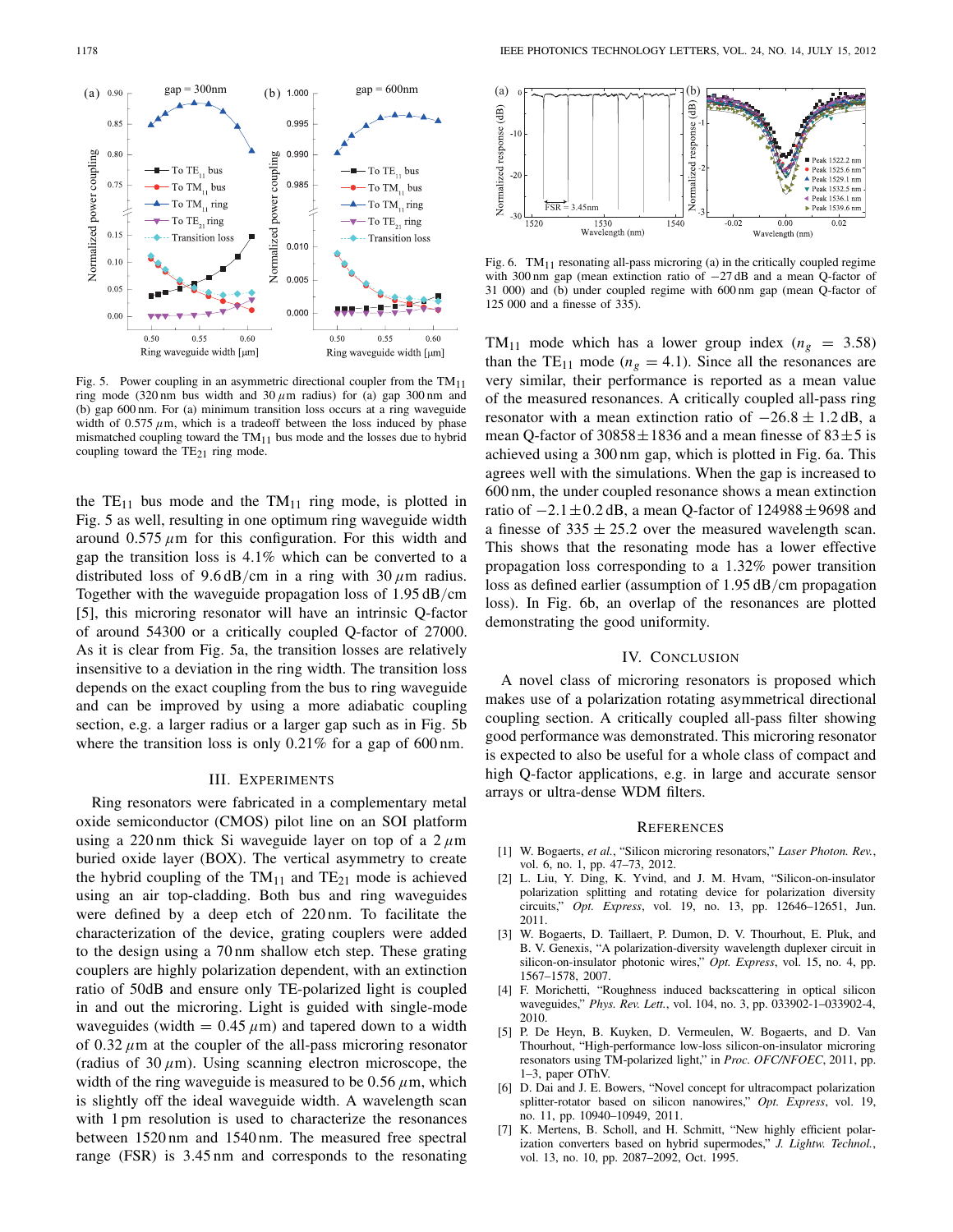(a) gap = 300nm

Normalized power coupling

0.90
0.85
0.80
0.75
0.15
0.10
0.05
0.00

To $TE_{11}$ bus
To $TM_{11}$ bus
To $TM_{11}$ ring
To $TE_{21}$ ring
Transition loss

0.50 0.55 0.60

Ring waveguide width [μm]

(b) gap = 600nm

Normalized power coupling

1.000
0.995
0.990
0.985
0.010
0.005
0.000

To $TE_{11}$ bus
To $TM_{11}$ bus
To $TM_{11}$ ring
To $TE_{21}$ ring
Transition loss

0.50 0.55 0.60

Ring waveguide width [μm]

Fig. 5. Power coupling in an asymmetric directional coupler from the $TM_{11}$ ring mode (320 nm bus width and 30 $\mu$m radius) for (a) gap 300 nm and (b) gap 600 nm. For (a) minimum transition loss occurs at a ring waveguide width of 0.575 $\mu$m, which is a tradeoff between the loss induced by phase mismatched coupling toward the $TM_{11}$ bus mode and the losses due to hybrid coupling toward the $TE_{21}$ ring mode.

the $TE_{11}$ bus mode and the $TM_{11}$ ring mode, is plotted in Fig. 5 as well, resulting in one optimum ring waveguide width around 0.575 $\mu$m for this configuration. For this width and gap the transition loss is 4.1% which can be converted to a distributed loss of 9.6 dB/cm in a ring with 30 $\mu$m radius. Together with the waveguide propagation loss of 1.95 dB/cm [5], this microring resonator will have an intrinsic Q-factor of around 54300 or a critically coupled Q-factor of 27000. As it is clear from Fig. 5a, the transition losses are relatively insensitive to a deviation in the ring width. The transition loss depends on the exact coupling from the bus to ring waveguide and can be improved by using a more adiabatic coupling section, e.g. a larger radius or a larger gap such as in Fig. 5b where the transition loss is only 0.21% for a gap of 600 nm.

## III. Experiments

Ring resonators were fabricated in a complementary metal oxide semiconductor (CMOS) pilot line on an SOI platform using a 220 nm thick Si waveguide layer on top of a 2 $\mu$m buried oxide layer (BOX). The vertical asymmetry to create the hybrid coupling of the $TM_{11}$ and $TE_{21}$ mode is achieved using an air top-cladding. Both bus and ring waveguides were defined by a deep etch of 220 nm. To facilitate the characterization of the device, grating couplers were added to the design using a 70 nm shallow etch step. These grating couplers are highly polarization dependent, with an extinction ratio of 50dB and ensure only TE-polarized light is coupled in and out the microring. Light is guided with single-mode waveguides (width = 0.45 $\mu$m) and tapered down to a width of 0.32 $\mu$m at the coupler of the all-pass microring resonator (radius of 30 $\mu$m). Using scanning electron microscope, the width of the ring waveguide is measured to be 0.56 $\mu$m, which is slightly off the ideal waveguide width. A wavelength scan with 1 pm resolution is used to characterize the resonances between 1520 nm and 1540 nm. The measured free spectral range (FSR) is 3.45 nm and corresponds to the resonating

(a)

Normalized response (dB)

0
-10
-20
-30

FSR = 3.45nm

1520 1530 1540

Wavelength (nm)

(b)

Normalized response (dB)

-1
-2
-3

Peak 1522.2 nm
Peak 1525.6 nm
Peak 1529.1 nm
Peak 1532.5 nm
Peak 1536.1 nm
Peak 1539.6 nm

-0.02 0.00 0.02

Wavelength (nm)

Fig. 6. $TM_{11}$ resonating all-pass microring (a) in the critically coupled regime with 300 nm gap (mean extinction ratio of −27 dB and a mean Q-factor of 31 000) and (b) under coupled regime with 600 nm gap (mean Q-factor of 125 000 and a finesse of 335).

$TM_{11}$ mode which has a lower group index ($n_g = 3.58$) than the $TE_{11}$ mode ($n_g = 4.1$). Since all the resonances are very similar, their performance is reported as a mean value of the measured resonances. A critically coupled all-pass ring resonator with a mean extinction ratio of $-26.8 \pm 1.2$ dB, a mean Q-factor of $30858 \pm 1836$ and a mean finesse of $83 \pm 5$ is achieved using a 300 nm gap, which is plotted in Fig. 6a. This agrees well with the simulations. When the gap is increased to 600 nm, the under coupled resonance shows a mean extinction ratio of $-2.1 \pm 0.2$ dB, a mean Q-factor of $124988 \pm 9698$ and a finesse of $335 \pm 25.2$ over the measured wavelength scan. This shows that the resonating mode has a lower effective propagation loss corresponding to a 1.32% power transition loss as defined earlier (assumption of 1.95 dB/cm propagation loss). In Fig. 6b, an overlap of the resonances are plotted demonstrating the good uniformity.

## IV. Conclusion

A novel class of microring resonators is proposed which makes use of a polarization rotating asymmetrical directional coupling section. A critically coupled all-pass filter showing good performance was demonstrated. This microring resonator is expected to also be useful for a whole class of compact and high Q-factor applications, e.g. in large and accurate sensor arrays or ultra-dense WDM filters.

## References

[1] W. Bogaerts, *et al.*, "Silicon microring resonators," *Laser Photon. Rev.*, vol. 6, no. 1, pp. 47–73, 2012.

[2] L. Liu, Y. Ding, K. Yvind, and J. M. Hvam, "Silicon-on-insulator polarization splitting and rotating device for polarization diversity circuits," *Opt. Express*, vol. 19, no. 13, pp. 12646–12651, Jun. 2011.

[3] W. Bogaerts, D. Taillaert, P. Dumon, D. V. Thourhout, E. Pluk, and B. V. Genexis, "A polarization-diversity wavelength duplexer circuit in silicon-on-insulator photonic wires," *Opt. Express*, vol. 15, no. 4, pp. 1567–1578, 2007.

[4] F. Morichetti, "Roughness induced backscattering in optical silicon waveguides," *Phys. Rev. Lett.*, vol. 104, no. 3, pp. 033902-1–033902-4, 2010.

[5] P. De Heyn, B. Kuyken, D. Vermeulen, W. Bogaerts, and D. Van Thourhout, "High-performance low-loss silicon-on-insulator microring resonators using TM-polarized light," in *Proc. OFC/NFOEC*, 2011, pp. 1–3, paper OThV.

[6] D. Dai and J. E. Bowers, "Novel concept for ultracompact polarization splitter-rotator based on silicon nanowires," *Opt. Express*, vol. 19, no. 11, pp. 10940–10949, 2011.

[7] K. Mertens, B. Scholl, and H. Schmitt, "New highly efficient polarization converters based on hybrid supermodes," *J. Lightw. Technol.*, vol. 13, no. 10, pp. 2087–2092, Oct. 1995.